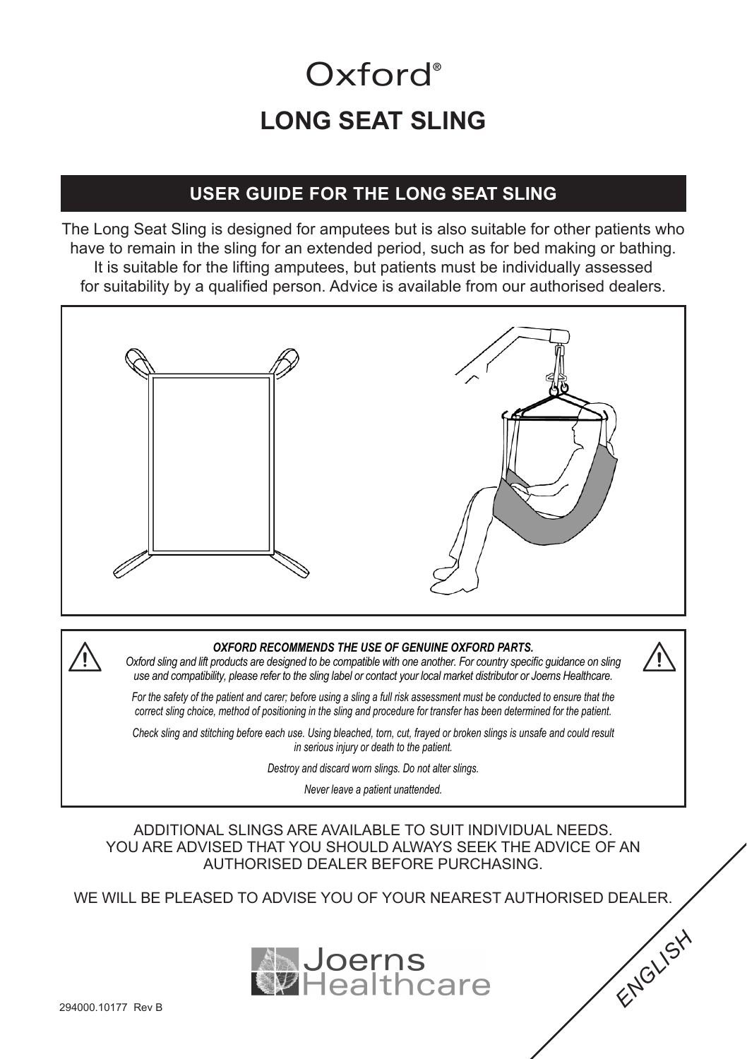# Oxford®

## LONG SEAT SLING

### USER GUIDE FOR THE LONG SEAT SLING

The Long Seat Sling is designed for amputees but is also suitable for other patients who have to remain in the sling for an extended period, such as for bed making or bathing. It is suitable for the lifting amputees, but patients must be individually assessed for suitability by a qualified person. Advice is available from our authorised dealers.

***OXFORD RECOMMENDS THE USE OF GENUINE OXFORD PARTS.***

*Oxford sling and lift products are designed to be compatible with one another. For country specific guidance on sling use and compatibility, please refer to the sling label or contact your local market distributor or Joerns Healthcare.*

*For the safety of the patient and carer; before using a sling a full risk assessment must be conducted to ensure that the correct sling choice, method of positioning in the sling and procedure for transfer has been determined for the patient.*

*Check sling and stitching before each use. Using bleached, torn, cut, frayed or broken slings is unsafe and could result in serious injury or death to the patient.*

*Destroy and discard worn slings. Do not alter slings.*

*Never leave a patient unattended.*

ADDITIONAL SLINGS ARE AVAILABLE TO SUIT INDIVIDUAL NEEDS. YOU ARE ADVISED THAT YOU SHOULD ALWAYS SEEK THE ADVICE OF AN AUTHORISED DEALER BEFORE PURCHASING.

WE WILL BE PLEASED TO ADVISE YOU OF YOUR NEAREST AUTHORISED DEALER.

Joerns Healthcare

ENGLISH

294000.10177 Rev B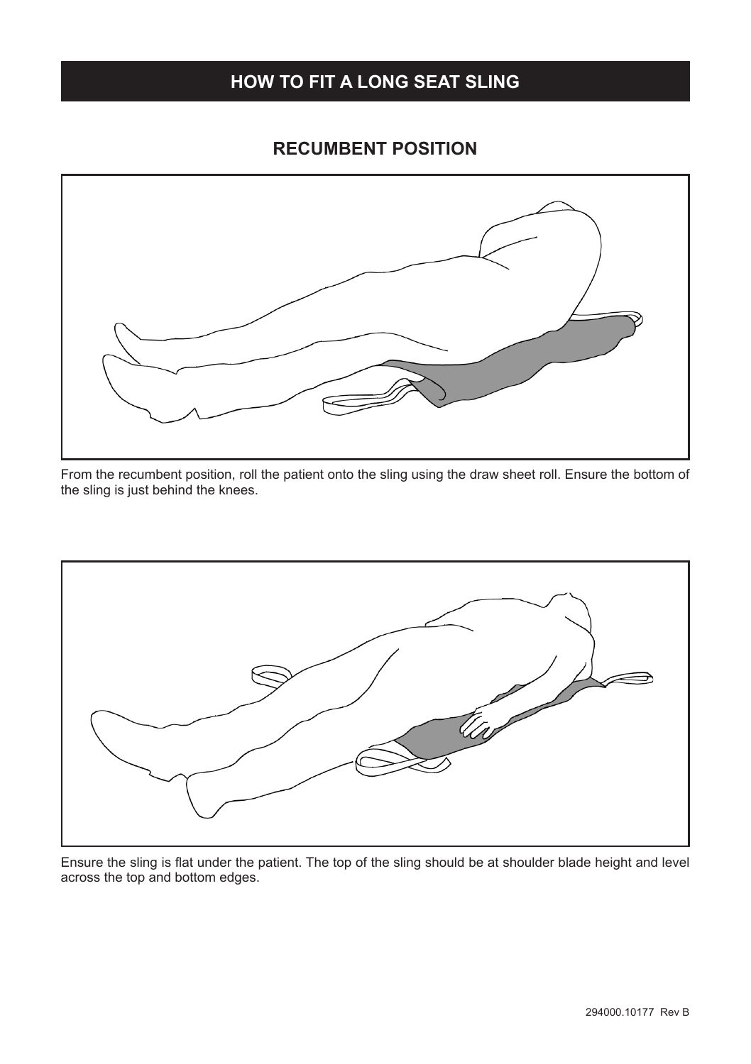# HOW TO FIT A LONG SEAT SLING

## RECUMBENT POSITION

From the recumbent position, roll the patient onto the sling using the draw sheet roll. Ensure the bottom of the sling is just behind the knees.

Ensure the sling is flat under the patient. The top of the sling should be at shoulder blade height and level across the top and bottom edges.

294000.10177 Rev B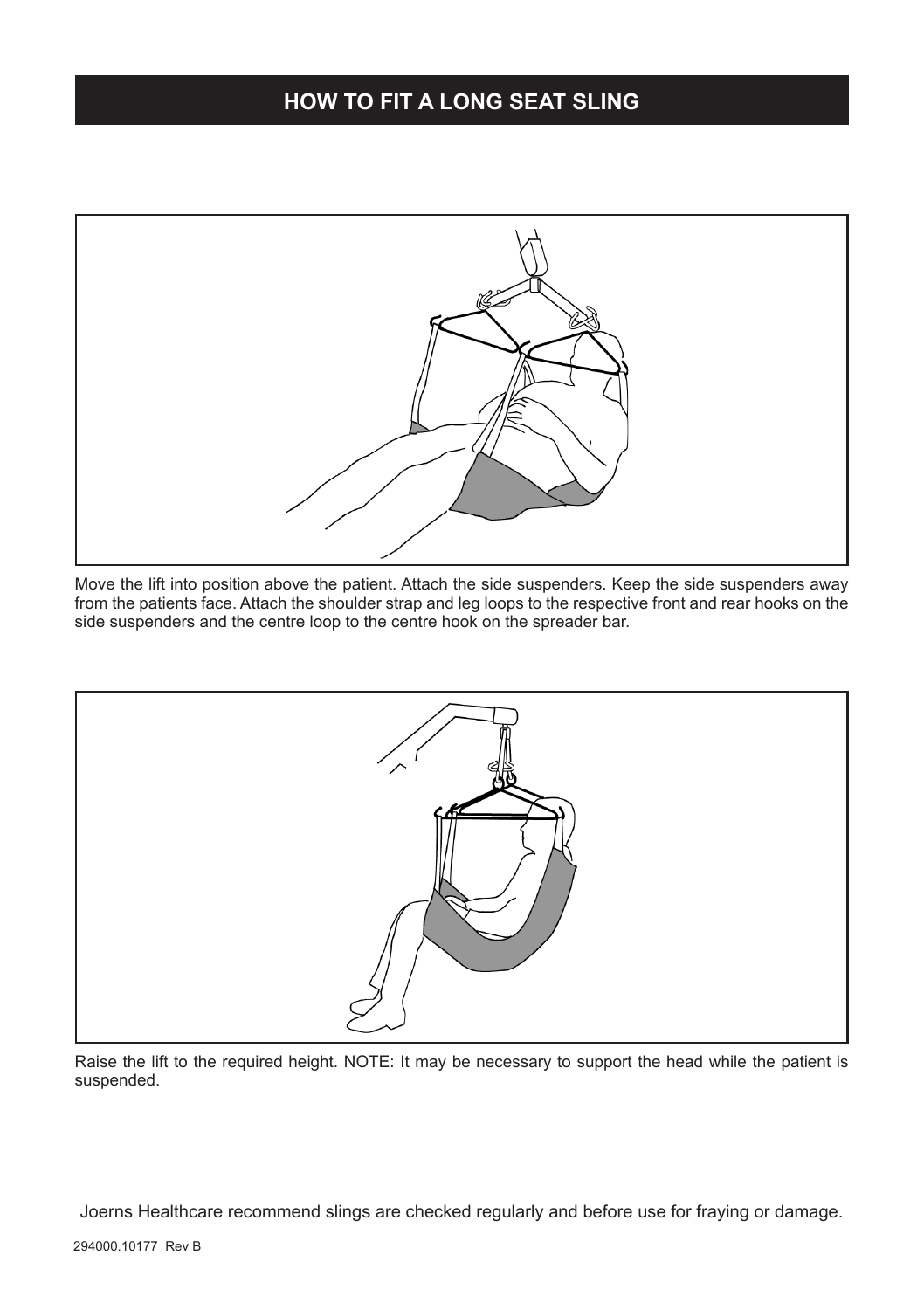## HOW TO FIT A LONG SEAT SLING

Move the lift into position above the patient. Attach the side suspenders. Keep the side suspenders away from the patients face. Attach the shoulder strap and leg loops to the respective front and rear hooks on the side suspenders and the centre loop to the centre hook on the spreader bar.

Raise the lift to the required height. NOTE: It may be necessary to support the head while the patient is suspended.

Joerns Healthcare recommend slings are checked regularly and before use for fraying or damage.

294000.10177 Rev B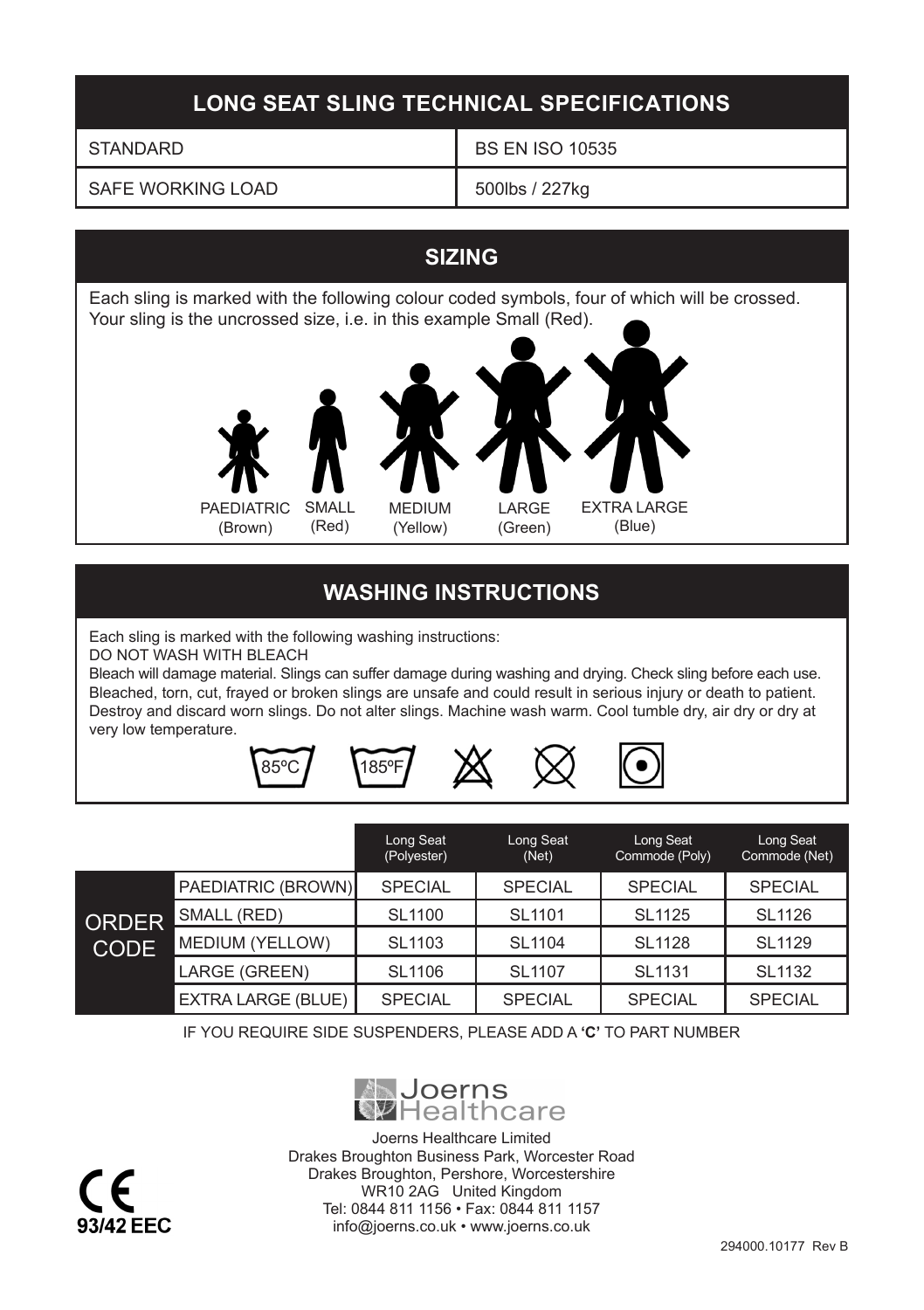## LONG SEAT SLING TECHNICAL SPECIFICATIONS

| | |
|---|---|
| STANDARD | BS EN ISO 10535 |
| SAFE WORKING LOAD | 500lbs / 227kg |

## SIZING

Each sling is marked with the following colour coded symbols, four of which will be crossed. Your sling is the uncrossed size, i.e. in this example Small (Red).

PAEDIATRIC (Brown)
SMALL (Red)
MEDIUM (Yellow)
LARGE (Green)
EXTRA LARGE (Blue)

## WASHING INSTRUCTIONS

Each sling is marked with the following washing instructions:
DO NOT WASH WITH BLEACH
Bleach will damage material. Slings can suffer damage during washing and drying. Check sling before each use. Bleached, torn, cut, frayed or broken slings are unsafe and could result in serious injury or death to patient. Destroy and discard worn slings. Do not alter slings. Machine wash warm. Cool tumble dry, air dry or dry at very low temperature.

85ºC 185ºF

| | | Long Seat (Polyester) | Long Seat (Net) | Long Seat Commode (Poly) | Long Seat Commode (Net) |
|---|---|---|---|---|---|
| ORDER CODE | PAEDIATRIC (BROWN) | SPECIAL | SPECIAL | SPECIAL | SPECIAL |
| | SMALL (RED) | SL1100 | SL1101 | SL1125 | SL1126 |
| | MEDIUM (YELLOW) | SL1103 | SL1104 | SL1128 | SL1129 |
| | LARGE (GREEN) | SL1106 | SL1107 | SL1131 | SL1132 |
| | EXTRA LARGE (BLUE) | SPECIAL | SPECIAL | SPECIAL | SPECIAL |

IF YOU REQUIRE SIDE SUSPENDERS, PLEASE ADD A **'C'** TO PART NUMBER

Joerns Healthcare

Joerns Healthcare Limited
Drakes Broughton Business Park, Worcester Road
Drakes Broughton, Pershore, Worcestershire
WR10 2AG United Kingdom
Tel: 0844 811 1156 • Fax: 0844 811 1157
info@joerns.co.uk • www.joerns.co.uk

CE 93/42 EEC

294000.10177 Rev B